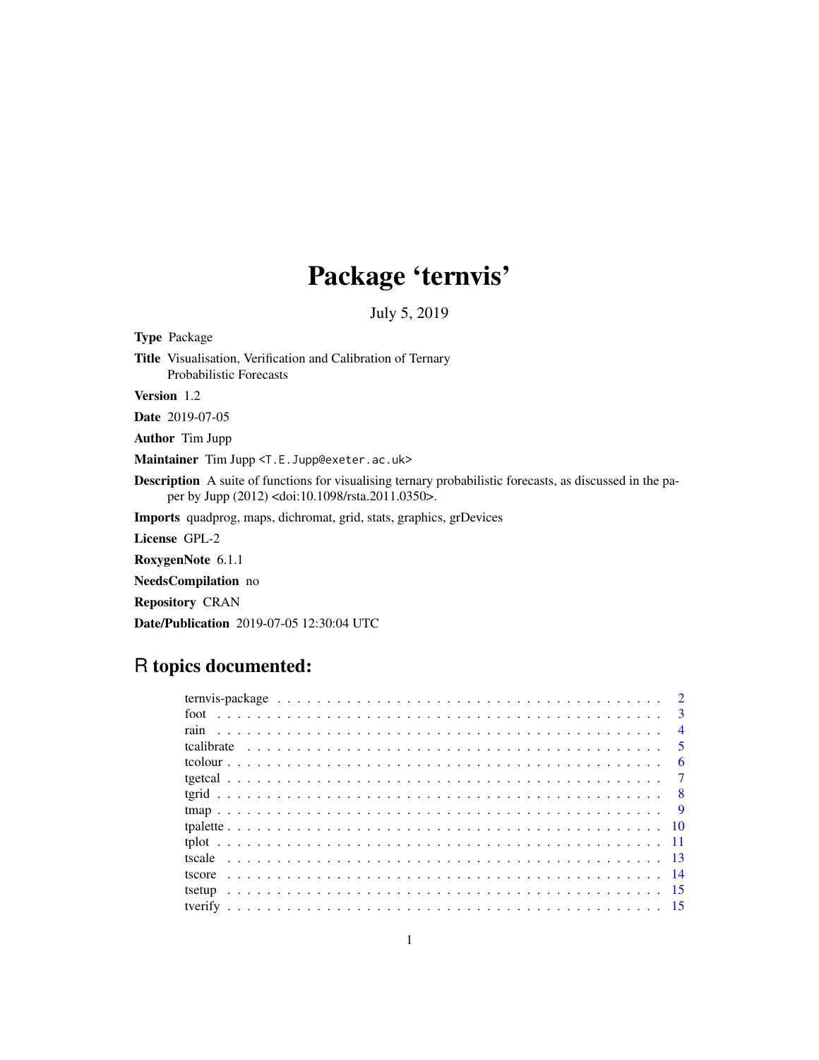# Package 'ternvis'

July 5, 2019

**Type** Package

**Title** Visualisation, Verification and Calibration of Ternary Probabilistic Forecasts

**Version** 1.2

**Date** 2019-07-05

**Author** Tim Jupp

**Maintainer** Tim Jupp <T.E.Jupp@exeter.ac.uk>

**Description** A suite of functions for visualising ternary probabilistic forecasts, as discussed in the paper by Jupp (2012) <doi:10.1098/rsta.2011.0350>.

**Imports** quadprog, maps, dichromat, grid, stats, graphics, grDevices

**License** GPL-2

**RoxygenNote** 6.1.1

**NeedsCompilation** no

**Repository** CRAN

**Date/Publication** 2019-07-05 12:30:04 UTC

## R topics documented:

| | |
|---|---|
| ternvis-package | 2 |
| foot | 3 |
| rain | 4 |
| tcalibrate | 5 |
| tcolour | 6 |
| tgetcal | 7 |
| tgrid | 8 |
| tmap | 9 |
| tpalette | 10 |
| tplot | 11 |
| tscale | 13 |
| tscore | 14 |
| tsetup | 15 |
| tverify | 15 |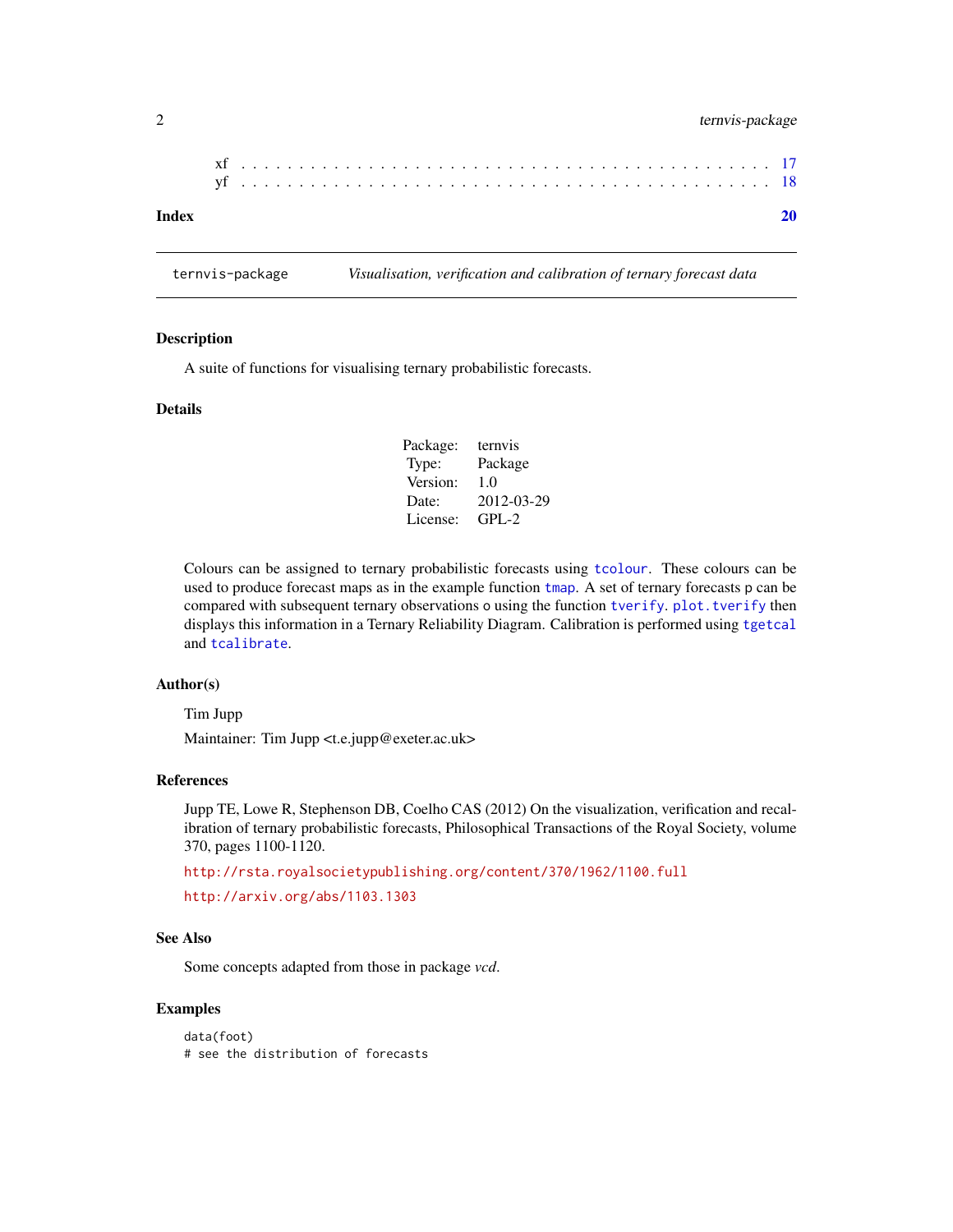xf . . . . . . . . . . . . . . . . . . . . . . . . . . . . . . . . . . . . . . . . . 17
yf . . . . . . . . . . . . . . . . . . . . . . . . . . . . . . . . . . . . . . . . . 18

**Index** **20**

---

## ternvis-package — *Visualisation, verification and calibration of ternary forecast data*

### Description

A suite of functions for visualising ternary probabilistic forecasts.

### Details

| | |
|---|---|
| Package: | ternvis |
| Type: | Package |
| Version: | 1.0 |
| Date: | 2012-03-29 |
| License: | GPL-2 |

Colours can be assigned to ternary probabilistic forecasts using `tcolour`. These colours can be used to produce forecast maps as in the example function `tmap`. A set of ternary forecasts `p` can be compared with subsequent ternary observations `o` using the function `tverify`. `plot.tverify` then displays this information in a Ternary Reliability Diagram. Calibration is performed using `tgetcal` and `tcalibrate`.

### Author(s)

Tim Jupp

Maintainer: Tim Jupp <t.e.jupp@exeter.ac.uk>

### References

Jupp TE, Lowe R, Stephenson DB, Coelho CAS (2012) On the visualization, verification and recalibration of ternary probabilistic forecasts, Philosophical Transactions of the Royal Society, volume 370, pages 1100-1120.

http://rsta.royalsocietypublishing.org/content/370/1962/1100.full

http://arxiv.org/abs/1103.1303

### See Also

Some concepts adapted from those in package *vcd*.

### Examples

```
data(foot)
# see the distribution of forecasts
```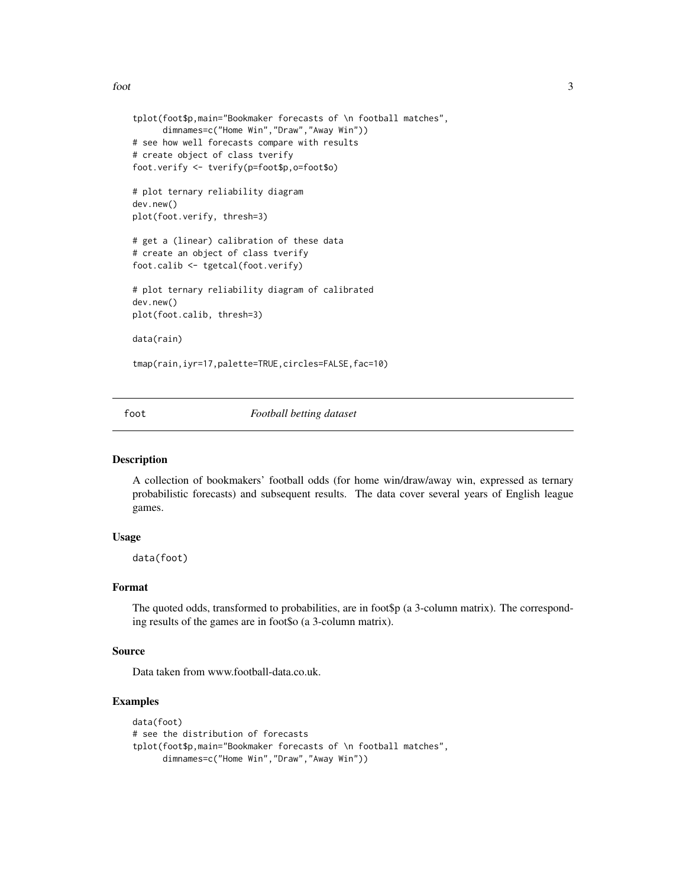```
tplot(foot$p,main="Bookmaker forecasts of \n football matches",
      dimnames=c("Home Win","Draw","Away Win"))
# see how well forecasts compare with results
# create object of class tverify
foot.verify <- tverify(p=foot$p,o=foot$o)

# plot ternary reliability diagram
dev.new()
plot(foot.verify, thresh=3)

# get a (linear) calibration of these data
# create an object of class tverify
foot.calib <- tgetcal(foot.verify)

# plot ternary reliability diagram of calibrated
dev.new()
plot(foot.calib, thresh=3)

data(rain)

tmap(rain,iyr=17,palette=TRUE,circles=FALSE,fac=10)
```

## foot — *Football betting dataset*

### Description

A collection of bookmakers' football odds (for home win/draw/away win, expressed as ternary probabilistic forecasts) and subsequent results. The data cover several years of English league games.

### Usage

```
data(foot)
```

### Format

The quoted odds, transformed to probabilities, are in foot$p (a 3-column matrix). The corresponding results of the games are in foot$o (a 3-column matrix).

### Source

Data taken from www.football-data.co.uk.

### Examples

```
data(foot)
# see the distribution of forecasts
tplot(foot$p,main="Bookmaker forecasts of \n football matches",
      dimnames=c("Home Win","Draw","Away Win"))
```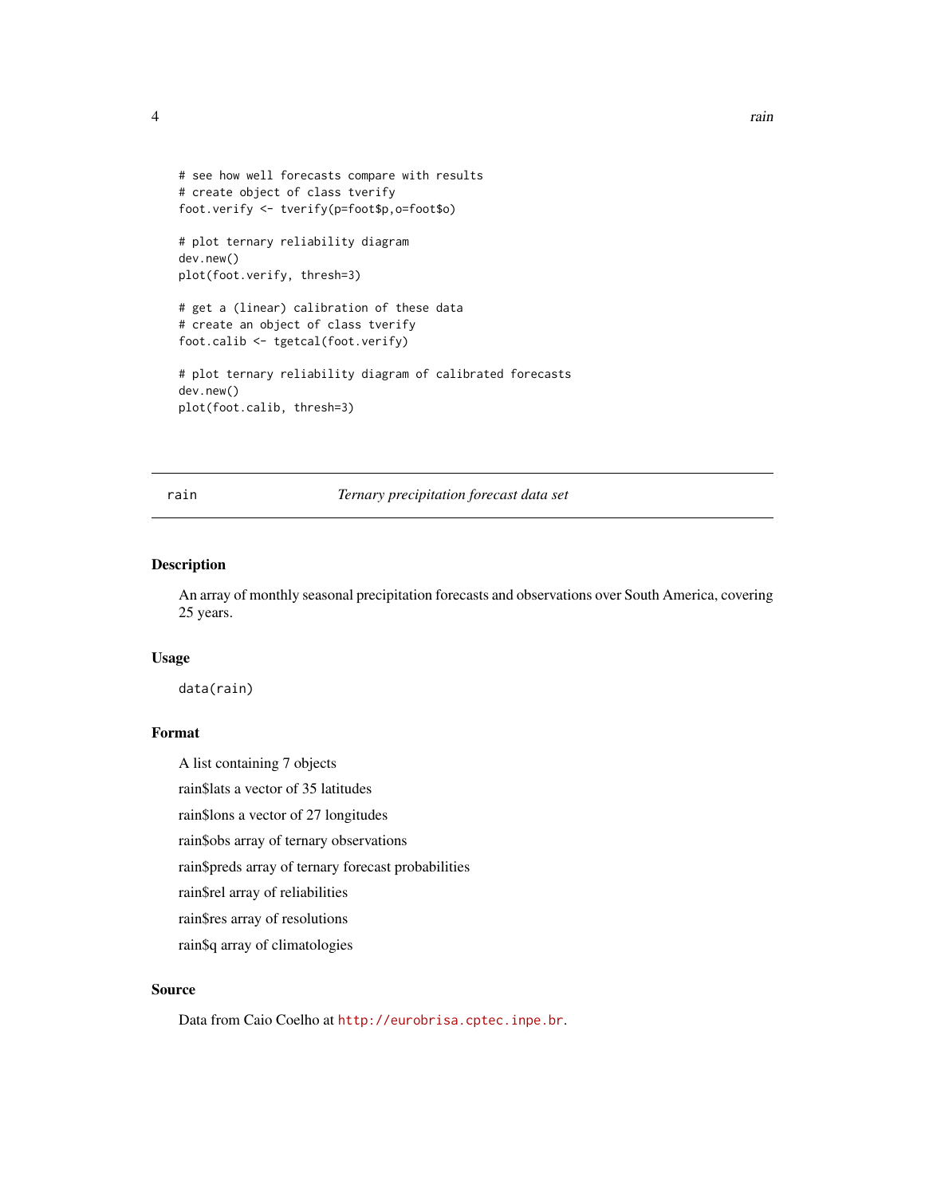```
# see how well forecasts compare with results
# create object of class tverify
foot.verify <- tverify(p=foot$p,o=foot$o)

# plot ternary reliability diagram
dev.new()
plot(foot.verify, thresh=3)

# get a (linear) calibration of these data
# create an object of class tverify
foot.calib <- tgetcal(foot.verify)

# plot ternary reliability diagram of calibrated forecasts
dev.new()
plot(foot.calib, thresh=3)
```

---

## rain — *Ternary precipitation forecast data set*

---

### Description

An array of monthly seasonal precipitation forecasts and observations over South America, covering 25 years.

### Usage

```
data(rain)
```

### Format

A list containing 7 objects

rain$lats a vector of 35 latitudes

rain$lons a vector of 27 longitudes

rain$obs array of ternary observations

rain$preds array of ternary forecast probabilities

rain$rel array of reliabilities

rain$res array of resolutions

rain$q array of climatologies

### Source

Data from Caio Coelho at http://eurobrisa.cptec.inpe.br.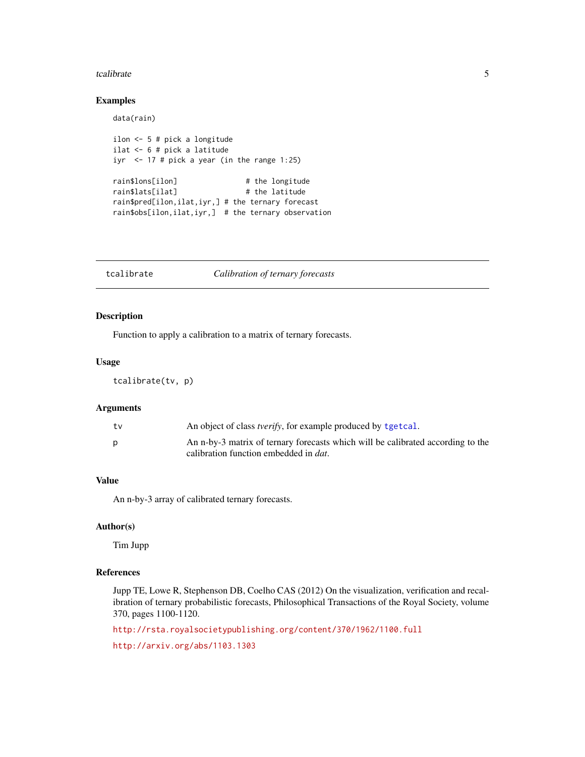## Examples

```
data(rain)

ilon <- 5 # pick a longitude
ilat <- 6 # pick a latitude
iyr  <- 17 # pick a year (in the range 1:25)

rain$lons[ilon]               # the longitude
rain$lats[ilat]               # the latitude
rain$pred[ilon,ilat,iyr,] # the ternary forecast
rain$obs[ilon,ilat,iyr,]  # the ternary observation
```

---

# tcalibrate &emsp; *Calibration of ternary forecasts*

---

## Description

Function to apply a calibration to a matrix of ternary forecasts.

## Usage

```
tcalibrate(tv, p)
```

## Arguments

| | |
|---|---|
| tv | An object of class *tverify*, for example produced by tgetcal. |
| p | An n-by-3 matrix of ternary forecasts which will be calibrated according to the calibration function embedded in *dat*. |

## Value

An n-by-3 array of calibrated ternary forecasts.

## Author(s)

Tim Jupp

## References

Jupp TE, Lowe R, Stephenson DB, Coelho CAS (2012) On the visualization, verification and recalibration of ternary probabilistic forecasts, Philosophical Transactions of the Royal Society, volume 370, pages 1100-1120.

http://rsta.royalsocietypublishing.org/content/370/1962/1100.full

http://arxiv.org/abs/1103.1303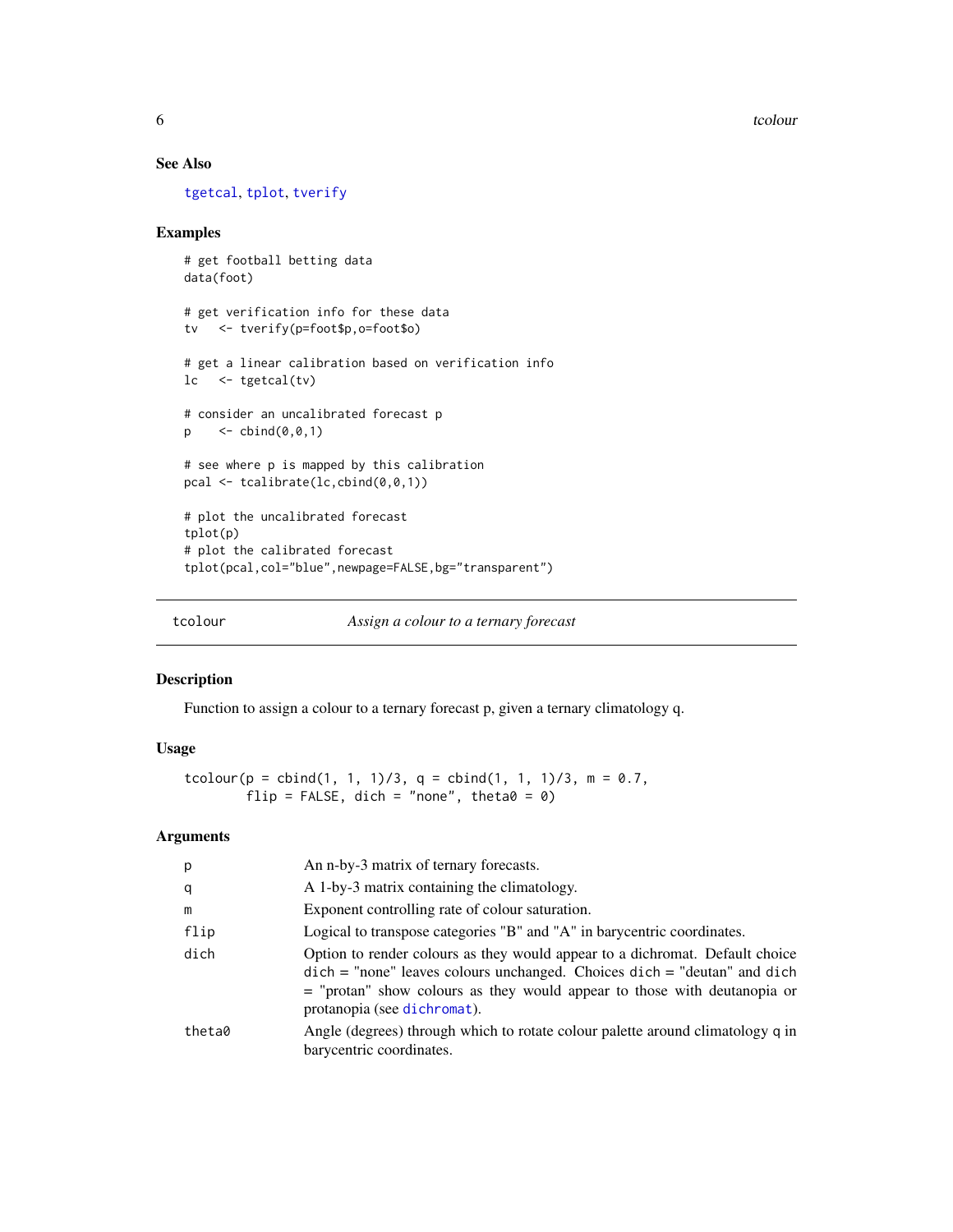### See Also

tgetcal, tplot, tverify

### Examples

```
# get football betting data
data(foot)

# get verification info for these data
tv   <- tverify(p=foot$p,o=foot$o)

# get a linear calibration based on verification info
lc   <- tgetcal(tv)

# consider an uncalibrated forecast p
p    <- cbind(0,0,1)

# see where p is mapped by this calibration
pcal <- tcalibrate(lc,cbind(0,0,1))

# plot the uncalibrated forecast
tplot(p)
# plot the calibrated forecast
tplot(pcal,col="blue",newpage=FALSE,bg="transparent")
```

---

## tcolour — *Assign a colour to a ternary forecast*

### Description

Function to assign a colour to a ternary forecast p, given a ternary climatology q.

### Usage

```
tcolour(p = cbind(1, 1, 1)/3, q = cbind(1, 1, 1)/3, m = 0.7,
        flip = FALSE, dich = "none", theta0 = 0)
```

### Arguments

| | |
|---|---|
| `p` | An n-by-3 matrix of ternary forecasts. |
| `q` | A 1-by-3 matrix containing the climatology. |
| `m` | Exponent controlling rate of colour saturation. |
| `flip` | Logical to transpose categories "B" and "A" in barycentric coordinates. |
| `dich` | Option to render colours as they would appear to a dichromat. Default choice `dich = "none"` leaves colours unchanged. Choices `dich = "deutan"` and `dich = "protan"` show colours as they would appear to those with deutanopia or protanopia (see `dichromat`). |
| `theta0` | Angle (degrees) through which to rotate colour palette around climatology q in barycentric coordinates. |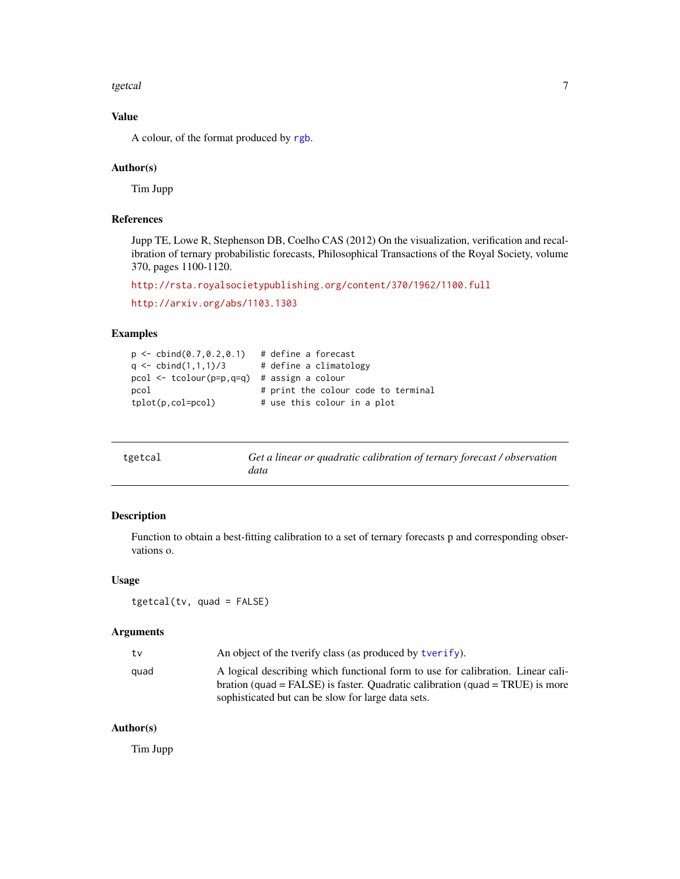## Value

A colour, of the format produced by rgb.

## Author(s)

Tim Jupp

## References

Jupp TE, Lowe R, Stephenson DB, Coelho CAS (2012) On the visualization, verification and recalibration of ternary probabilistic forecasts, Philosophical Transactions of the Royal Society, volume 370, pages 1100-1120.

http://rsta.royalsocietypublishing.org/content/370/1962/1100.full

http://arxiv.org/abs/1103.1303

## Examples

```
p <- cbind(0.7,0.2,0.1)   # define a forecast
q <- cbind(1,1,1)/3       # define a climatology
pcol <- tcolour(p=p,q=q)  # assign a colour
pcol                      # print the colour code to terminal
tplot(p,col=pcol)         # use this colour in a plot
```

---

# tgetcal — *Get a linear or quadratic calibration of ternary forecast / observation data*

## Description

Function to obtain a best-fitting calibration to a set of ternary forecasts p and corresponding observations o.

## Usage

```
tgetcal(tv, quad = FALSE)
```

## Arguments

| | |
|---|---|
| tv | An object of the tverify class (as produced by tverify). |
| quad | A logical describing which functional form to use for calibration. Linear calibration (quad = FALSE) is faster. Quadratic calibration (quad = TRUE) is more sophisticated but can be slow for large data sets. |

## Author(s)

Tim Jupp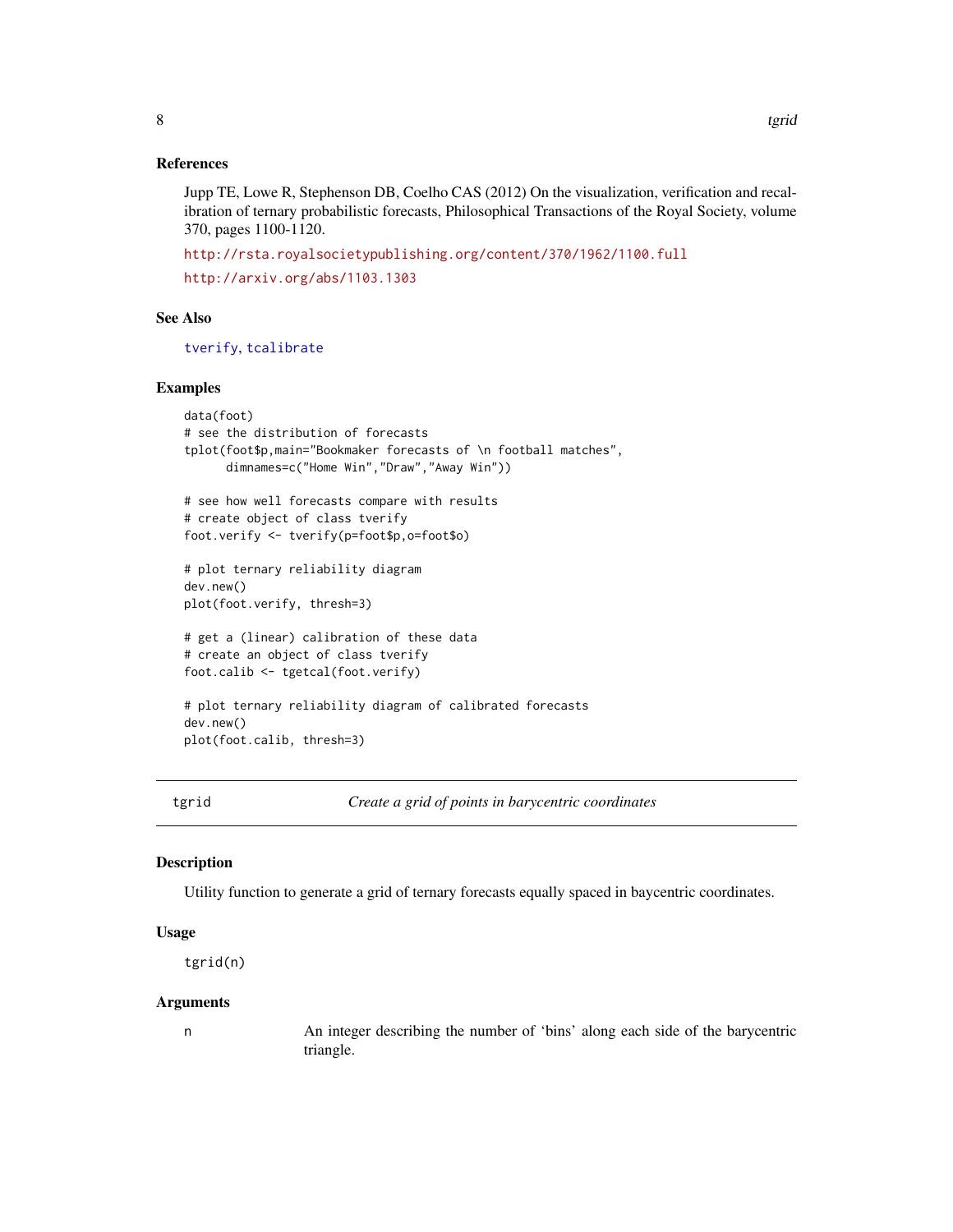### References

Jupp TE, Lowe R, Stephenson DB, Coelho CAS (2012) On the visualization, verification and recalibration of ternary probabilistic forecasts, Philosophical Transactions of the Royal Society, volume 370, pages 1100-1120.

http://rsta.royalsocietypublishing.org/content/370/1962/1100.full

http://arxiv.org/abs/1103.1303

### See Also

tverify, tcalibrate

### Examples

```
data(foot)
# see the distribution of forecasts
tplot(foot$p,main="Bookmaker forecasts of \n football matches",
      dimnames=c("Home Win","Draw","Away Win"))

# see how well forecasts compare with results
# create object of class tverify
foot.verify <- tverify(p=foot$p,o=foot$o)

# plot ternary reliability diagram
dev.new()
plot(foot.verify, thresh=3)

# get a (linear) calibration of these data
# create an object of class tverify
foot.calib <- tgetcal(foot.verify)

# plot ternary reliability diagram of calibrated forecasts
dev.new()
plot(foot.calib, thresh=3)
```

---

## tgrid — *Create a grid of points in barycentric coordinates*

### Description

Utility function to generate a grid of ternary forecasts equally spaced in baycentric coordinates.

### Usage

```
tgrid(n)
```

### Arguments

| | |
|---|---|
| n | An integer describing the number of 'bins' along each side of the barycentric triangle. |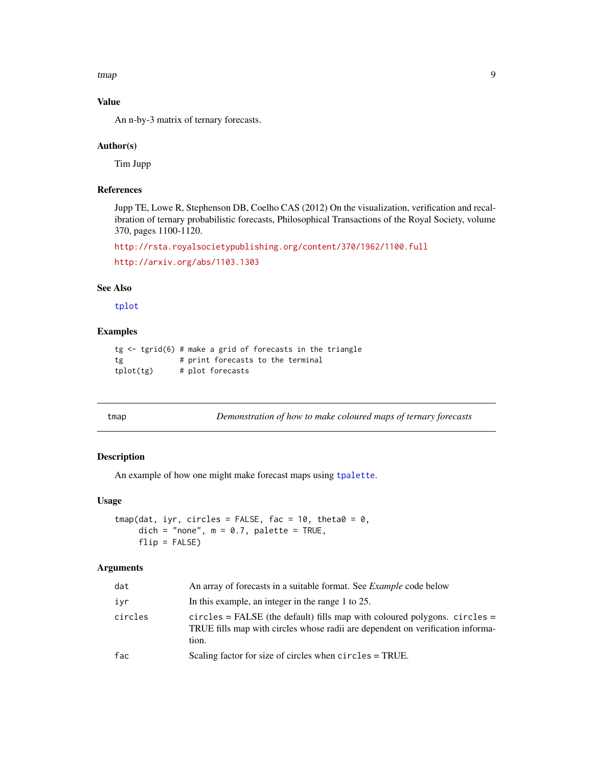### Value

An n-by-3 matrix of ternary forecasts.

### Author(s)

Tim Jupp

### References

Jupp TE, Lowe R, Stephenson DB, Coelho CAS (2012) On the visualization, verification and recalibration of ternary probabilistic forecasts, Philosophical Transactions of the Royal Society, volume 370, pages 1100-1120.

http://rsta.royalsocietypublishing.org/content/370/1962/1100.full

http://arxiv.org/abs/1103.1303

### See Also

tplot

### Examples

```
tg <- tgrid(6) # make a grid of forecasts in the triangle
tg             # print forecasts to the terminal
tplot(tg)      # plot forecasts
```

---

## tmap — *Demonstration of how to make coloured maps of ternary forecasts*

---

### Description

An example of how one might make forecast maps using tpalette.

### Usage

```
tmap(dat, iyr, circles = FALSE, fac = 10, theta0 = 0,
     dich = "none", m = 0.7, palette = TRUE,
     flip = FALSE)
```

### Arguments

| | |
|---|---|
| dat | An array of forecasts in a suitable format. See *Example* code below |
| iyr | In this example, an integer in the range 1 to 25. |
| circles | circles = FALSE (the default) fills map with coloured polygons. circles = TRUE fills map with circles whose radii are dependent on verification information. |
| fac | Scaling factor for size of circles when circles = TRUE. |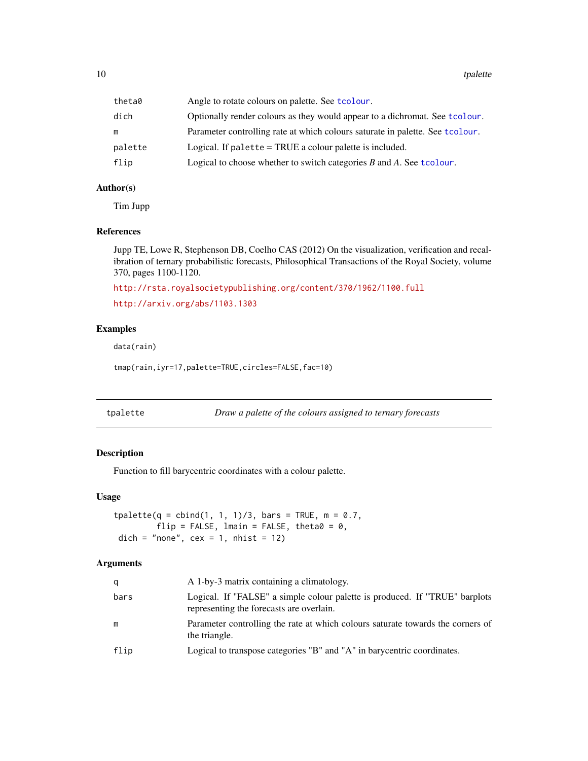| | |
|---|---|
| theta0 | Angle to rotate colours on palette. See tcolour. |
| dich | Optionally render colours as they would appear to a dichromat. See tcolour. |
| m | Parameter controlling rate at which colours saturate in palette. See tcolour. |
| palette | Logical. If palette = TRUE a colour palette is included. |
| flip | Logical to choose whether to switch categories *B* and *A*. See tcolour. |

### Author(s)

Tim Jupp

### References

Jupp TE, Lowe R, Stephenson DB, Coelho CAS (2012) On the visualization, verification and recalibration of ternary probabilistic forecasts, Philosophical Transactions of the Royal Society, volume 370, pages 1100-1120.

http://rsta.royalsocietypublishing.org/content/370/1962/1100.full

http://arxiv.org/abs/1103.1303

### Examples

```
data(rain)

tmap(rain,iyr=17,palette=TRUE,circles=FALSE,fac=10)
```

---

## tpalette — *Draw a palette of the colours assigned to ternary forecasts*

---

### Description

Function to fill barycentric coordinates with a colour palette.

### Usage

```
tpalette(q = cbind(1, 1, 1)/3, bars = TRUE, m = 0.7,
         flip = FALSE, lmain = FALSE, theta0 = 0,
 dich = "none", cex = 1, nhist = 12)
```

### Arguments

| | |
|---|---|
| q | A 1-by-3 matrix containing a climatology. |
| bars | Logical. If "FALSE" a simple colour palette is produced. If "TRUE" barplots representing the forecasts are overlain. |
| m | Parameter controlling the rate at which colours saturate towards the corners of the triangle. |
| flip | Logical to transpose categories "B" and "A" in barycentric coordinates. |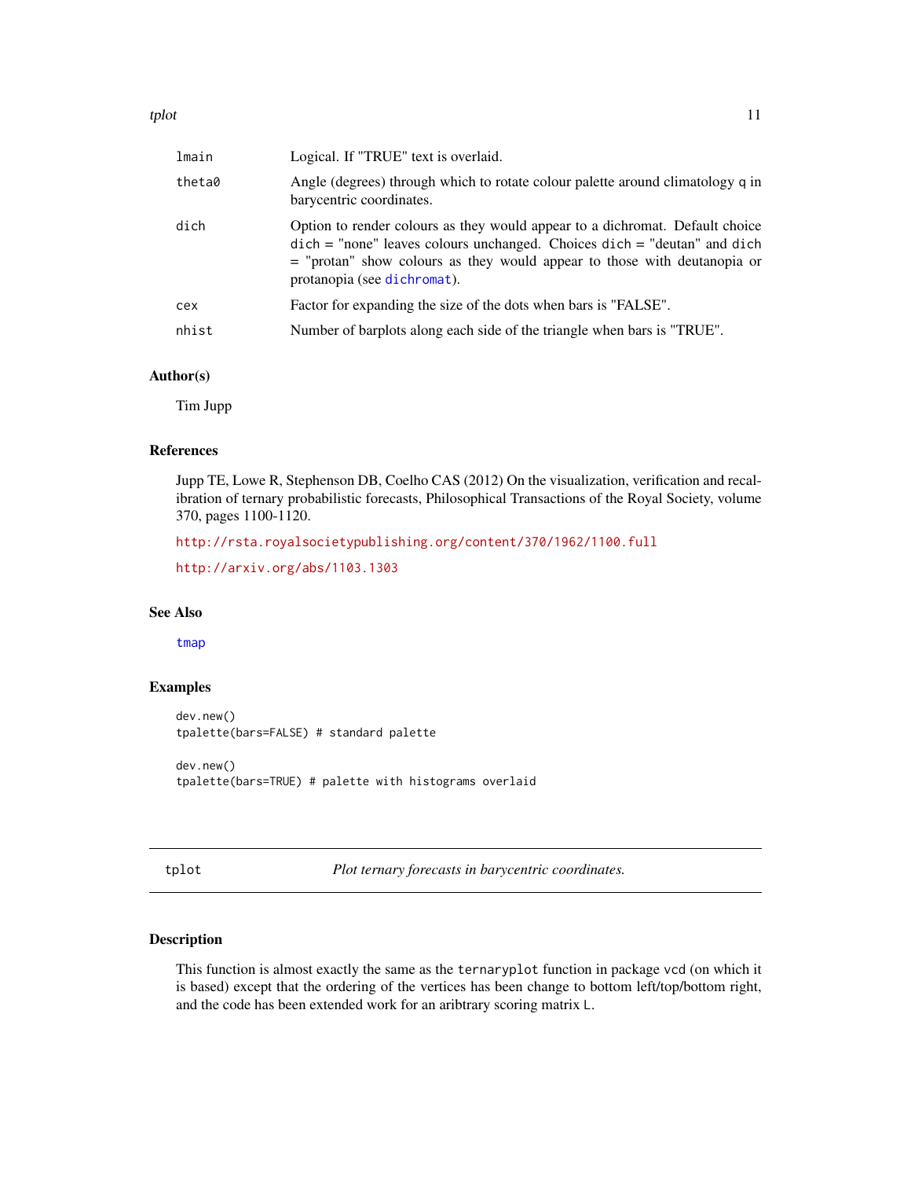| | |
|---|---|
| lmain | Logical. If "TRUE" text is overlaid. |
| theta0 | Angle (degrees) through which to rotate colour palette around climatology q in barycentric coordinates. |
| dich | Option to render colours as they would appear to a dichromat. Default choice dich = "none" leaves colours unchanged. Choices dich = "deutan" and dich = "protan" show colours as they would appear to those with deutanopia or protanopia (see dichromat). |
| cex | Factor for expanding the size of the dots when bars is "FALSE". |
| nhist | Number of barplots along each side of the triangle when bars is "TRUE". |

### Author(s)

Tim Jupp

### References

Jupp TE, Lowe R, Stephenson DB, Coelho CAS (2012) On the visualization, verification and recalibration of ternary probabilistic forecasts, Philosophical Transactions of the Royal Society, volume 370, pages 1100-1120.

http://rsta.royalsocietypublishing.org/content/370/1962/1100.full

http://arxiv.org/abs/1103.1303

### See Also

tmap

### Examples

```
dev.new()
tpalette(bars=FALSE) # standard palette

dev.new()
tpalette(bars=TRUE) # palette with histograms overlaid
```

---

## tplot — *Plot ternary forecasts in barycentric coordinates.*

### Description

This function is almost exactly the same as the ternaryplot function in package vcd (on which it is based) except that the ordering of the vertices has been change to bottom left/top/bottom right, and the code has been extended work for an aribtrary scoring matrix L.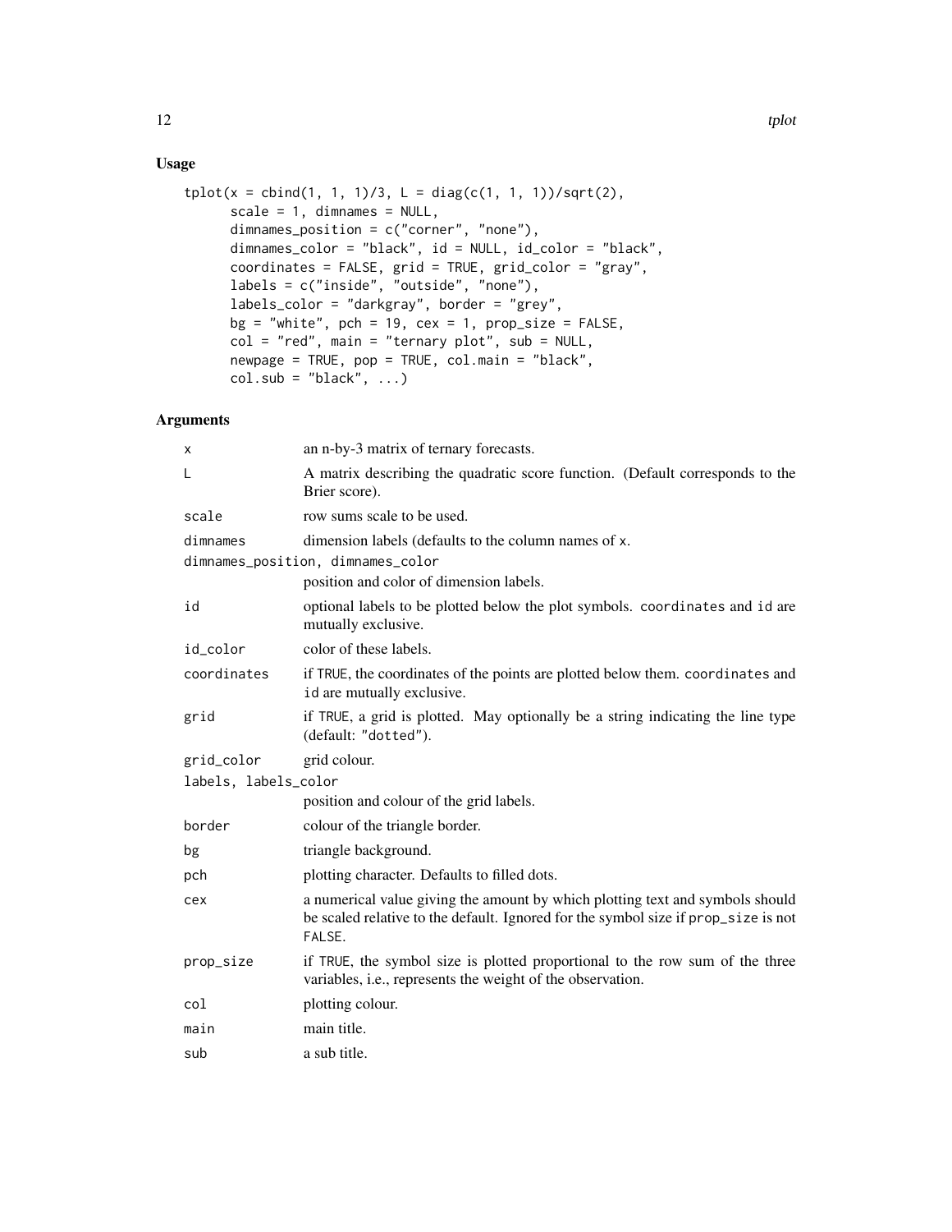## Usage

```
tplot(x = cbind(1, 1, 1)/3, L = diag(c(1, 1, 1))/sqrt(2),
      scale = 1, dimnames = NULL,
      dimnames_position = c("corner", "none"),
      dimnames_color = "black", id = NULL, id_color = "black",
      coordinates = FALSE, grid = TRUE, grid_color = "gray",
      labels = c("inside", "outside", "none"),
      labels_color = "darkgray", border = "grey",
      bg = "white", pch = 19, cex = 1, prop_size = FALSE,
      col = "red", main = "ternary plot", sub = NULL,
      newpage = TRUE, pop = TRUE, col.main = "black",
      col.sub = "black", ...)
```

## Arguments

| Argument | Description |
|---|---|
| `x` | an n-by-3 matrix of ternary forecasts. |
| `L` | A matrix describing the quadratic score function. (Default corresponds to the Brier score). |
| `scale` | row sums scale to be used. |
| `dimnames` | dimension labels (defaults to the column names of `x`. |
| `dimnames_position, dimnames_color` | position and color of dimension labels. |
| `id` | optional labels to be plotted below the plot symbols. `coordinates` and `id` are mutually exclusive. |
| `id_color` | color of these labels. |
| `coordinates` | if `TRUE`, the coordinates of the points are plotted below them. `coordinates` and `id` are mutually exclusive. |
| `grid` | if `TRUE`, a grid is plotted. May optionally be a string indicating the line type (default: `"dotted"`). |
| `grid_color` | grid colour. |
| `labels, labels_color` | position and colour of the grid labels. |
| `border` | colour of the triangle border. |
| `bg` | triangle background. |
| `pch` | plotting character. Defaults to filled dots. |
| `cex` | a numerical value giving the amount by which plotting text and symbols should be scaled relative to the default. Ignored for the symbol size if `prop_size` is not `FALSE`. |
| `prop_size` | if `TRUE`, the symbol size is plotted proportional to the row sum of the three variables, i.e., represents the weight of the observation. |
| `col` | plotting colour. |
| `main` | main title. |
| `sub` | a sub title. |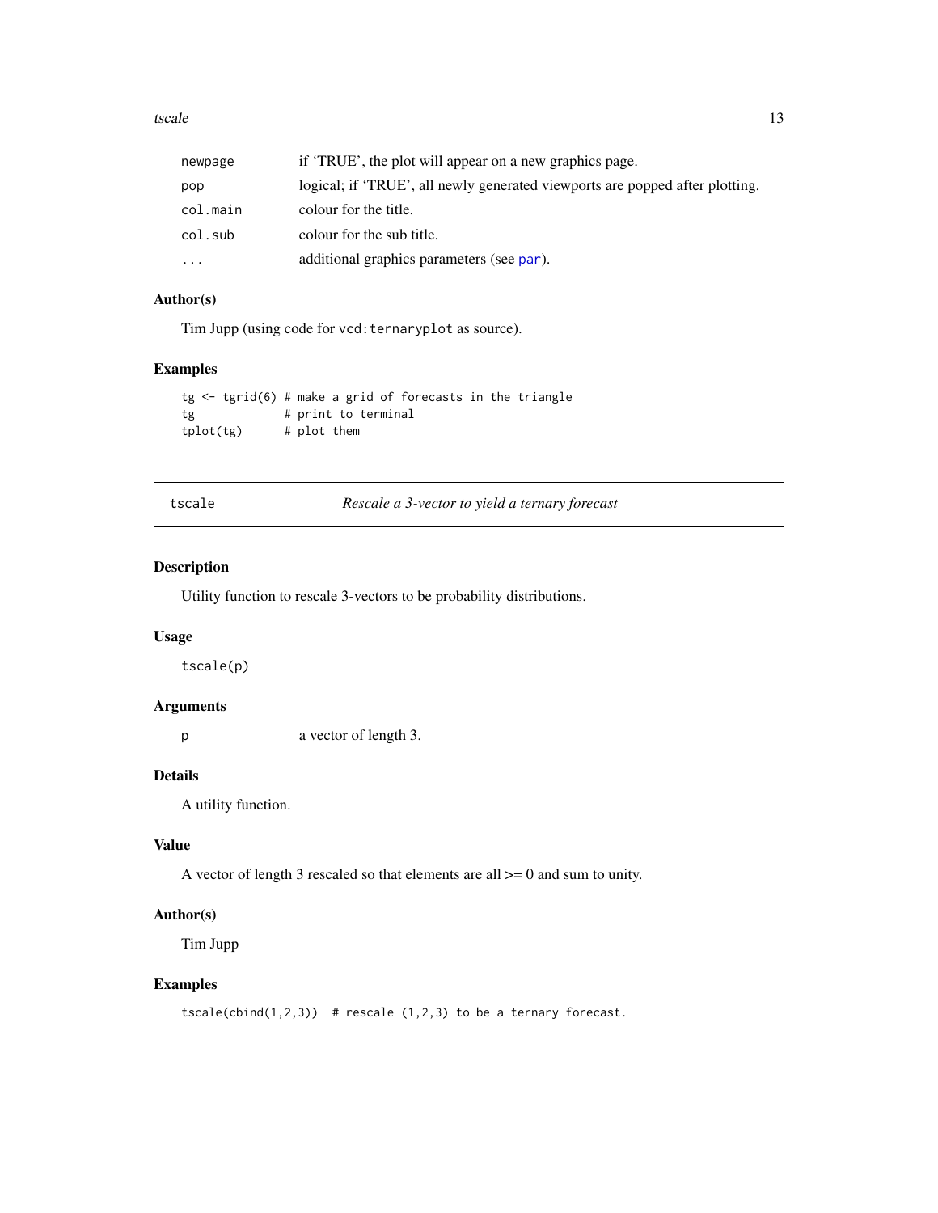| | |
|---|---|
| `newpage` | if 'TRUE', the plot will appear on a new graphics page. |
| `pop` | logical; if 'TRUE', all newly generated viewports are popped after plotting. |
| `col.main` | colour for the title. |
| `col.sub` | colour for the sub title. |
| `...` | additional graphics parameters (see par). |

### Author(s)

Tim Jupp (using code for `vcd:ternaryplot` as source).

### Examples

```
tg <- tgrid(6) # make a grid of forecasts in the triangle
tg             # print to terminal
tplot(tg)      # plot them
```

---

## tscale — *Rescale a 3-vector to yield a ternary forecast*

---

### Description

Utility function to rescale 3-vectors to be probability distributions.

### Usage

```
tscale(p)
```

### Arguments

| | |
|---|---|
| `p` | a vector of length 3. |

### Details

A utility function.

### Value

A vector of length 3 rescaled so that elements are all >= 0 and sum to unity.

### Author(s)

Tim Jupp

### Examples

```
tscale(cbind(1,2,3))  # rescale (1,2,3) to be a ternary forecast.
```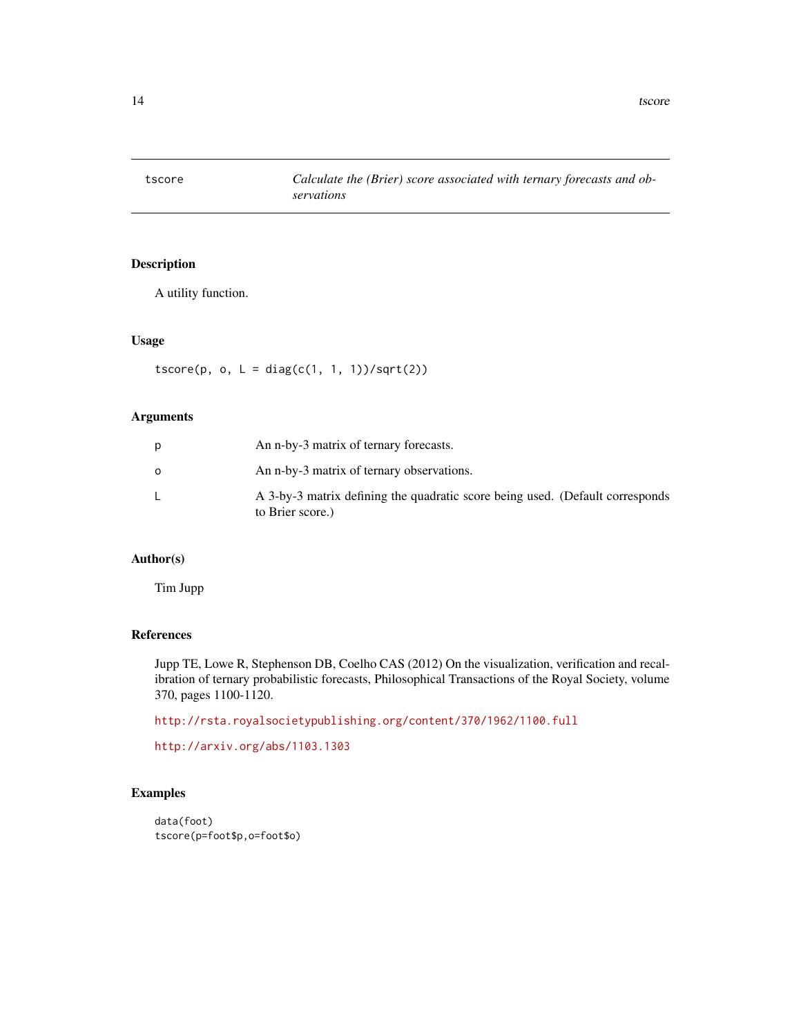| tscore | *Calculate the (Brier) score associated with ternary forecasts and observations* |
|---|---|

## Description

A utility function.

## Usage

```
tscore(p, o, L = diag(c(1, 1, 1))/sqrt(2))
```

## Arguments

| | |
|---|---|
| p | An n-by-3 matrix of ternary forecasts. |
| o | An n-by-3 matrix of ternary observations. |
| L | A 3-by-3 matrix defining the quadratic score being used. (Default corresponds to Brier score.) |

## Author(s)

Tim Jupp

## References

Jupp TE, Lowe R, Stephenson DB, Coelho CAS (2012) On the visualization, verification and recalibration of ternary probabilistic forecasts, Philosophical Transactions of the Royal Society, volume 370, pages 1100-1120.

http://rsta.royalsocietypublishing.org/content/370/1962/1100.full

http://arxiv.org/abs/1103.1303

## Examples

```
data(foot)
tscore(p=foot$p,o=foot$o)
```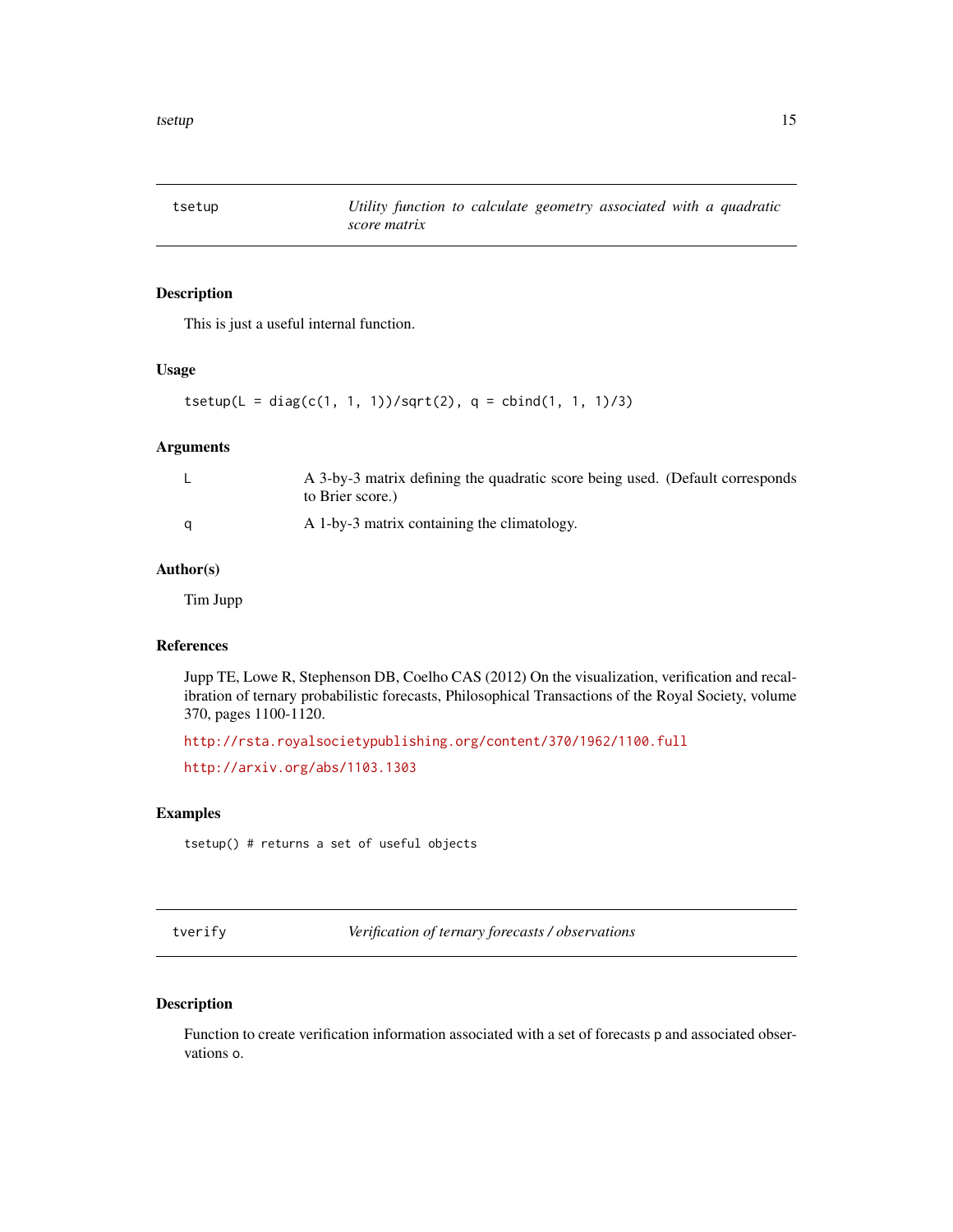## tsetup — *Utility function to calculate geometry associated with a quadratic score matrix*

### Description

This is just a useful internal function.

### Usage

```
tsetup(L = diag(c(1, 1, 1))/sqrt(2), q = cbind(1, 1, 1)/3)
```

### Arguments

| | |
|---|---|
| L | A 3-by-3 matrix defining the quadratic score being used. (Default corresponds to Brier score.) |
| q | A 1-by-3 matrix containing the climatology. |

### Author(s)

Tim Jupp

### References

Jupp TE, Lowe R, Stephenson DB, Coelho CAS (2012) On the visualization, verification and recalibration of ternary probabilistic forecasts, Philosophical Transactions of the Royal Society, volume 370, pages 1100-1120.

http://rsta.royalsocietypublishing.org/content/370/1962/1100.full

http://arxiv.org/abs/1103.1303

### Examples

```
tsetup() # returns a set of useful objects
```

## tverify — *Verification of ternary forecasts / observations*

### Description

Function to create verification information associated with a set of forecasts `p` and associated observations `o`.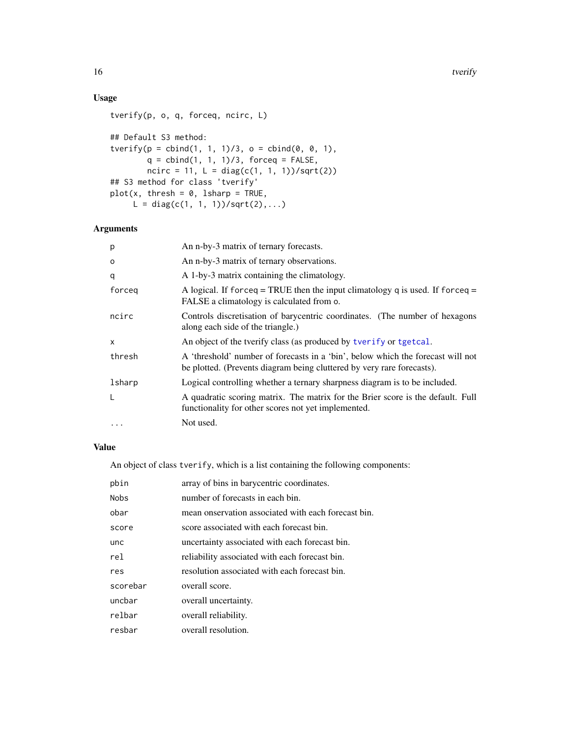## Usage

```
tverify(p, o, q, forceq, ncirc, L)

## Default S3 method:
tverify(p = cbind(1, 1, 1)/3, o = cbind(0, 0, 1),
        q = cbind(1, 1, 1)/3, forceq = FALSE,
        ncirc = 11, L = diag(c(1, 1, 1))/sqrt(2))
## S3 method for class 'tverify'
plot(x, thresh = 0, lsharp = TRUE,
     L = diag(c(1, 1, 1))/sqrt(2),...)
```

## Arguments

| | |
|---|---|
| p | An n-by-3 matrix of ternary forecasts. |
| o | An n-by-3 matrix of ternary observations. |
| q | A 1-by-3 matrix containing the climatology. |
| forceq | A logical. If forceq = TRUE then the input climatology q is used. If forceq = FALSE a climatology is calculated from o. |
| ncirc | Controls discretisation of barycentric coordinates. (The number of hexagons along each side of the triangle.) |
| x | An object of the tverify class (as produced by tverify or tgetcal. |
| thresh | A 'threshold' number of forecasts in a 'bin', below which the forecast will not be plotted. (Prevents diagram being cluttered by very rare forecasts). |
| lsharp | Logical controlling whether a ternary sharpness diagram is to be included. |
| L | A quadratic scoring matrix. The matrix for the Brier score is the default. Full functionality for other scores not yet implemented. |
| ... | Not used. |

## Value

An object of class tverify, which is a list containing the following components:

| | |
|---|---|
| pbin | array of bins in barycentric coordinates. |
| Nobs | number of forecasts in each bin. |
| obar | mean onservation associated with each forecast bin. |
| score | score associated with each forecast bin. |
| unc | uncertainty associated with each forecast bin. |
| rel | reliability associated with each forecast bin. |
| res | resolution associated with each forecast bin. |
| scorebar | overall score. |
| uncbar | overall uncertainty. |
| relbar | overall reliability. |
| resbar | overall resolution. |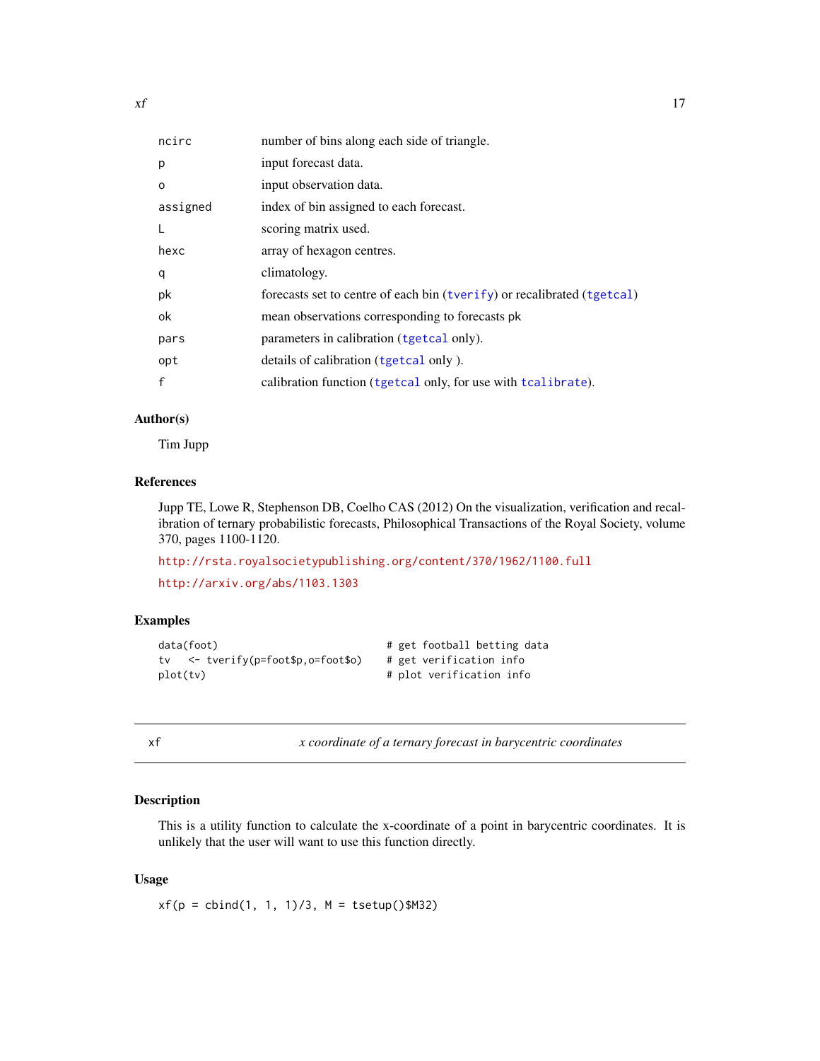| | |
|---|---|
| ncirc | number of bins along each side of triangle. |
| p | input forecast data. |
| o | input observation data. |
| assigned | index of bin assigned to each forecast. |
| L | scoring matrix used. |
| hexc | array of hexagon centres. |
| q | climatology. |
| pk | forecasts set to centre of each bin (tverify) or recalibrated (tgetcal) |
| ok | mean observations corresponding to forecasts pk |
| pars | parameters in calibration (tgetcal only). |
| opt | details of calibration (tgetcal only ). |
| f | calibration function (tgetcal only, for use with tcalibrate). |

## Author(s)

Tim Jupp

## References

Jupp TE, Lowe R, Stephenson DB, Coelho CAS (2012) On the visualization, verification and recalibration of ternary probabilistic forecasts, Philosophical Transactions of the Royal Society, volume 370, pages 1100-1120.

http://rsta.royalsocietypublishing.org/content/370/1962/1100.full

http://arxiv.org/abs/1103.1303

## Examples

```
data(foot)                          # get football betting data
tv   <- tverify(p=foot$p,o=foot$o)  # get verification info
plot(tv)                            # plot verification info
```

---

# xf — *x coordinate of a ternary forecast in barycentric coordinates*

## Description

This is a utility function to calculate the x-coordinate of a point in barycentric coordinates. It is unlikely that the user will want to use this function directly.

## Usage

```
xf(p = cbind(1, 1, 1)/3, M = tsetup()$M32)
```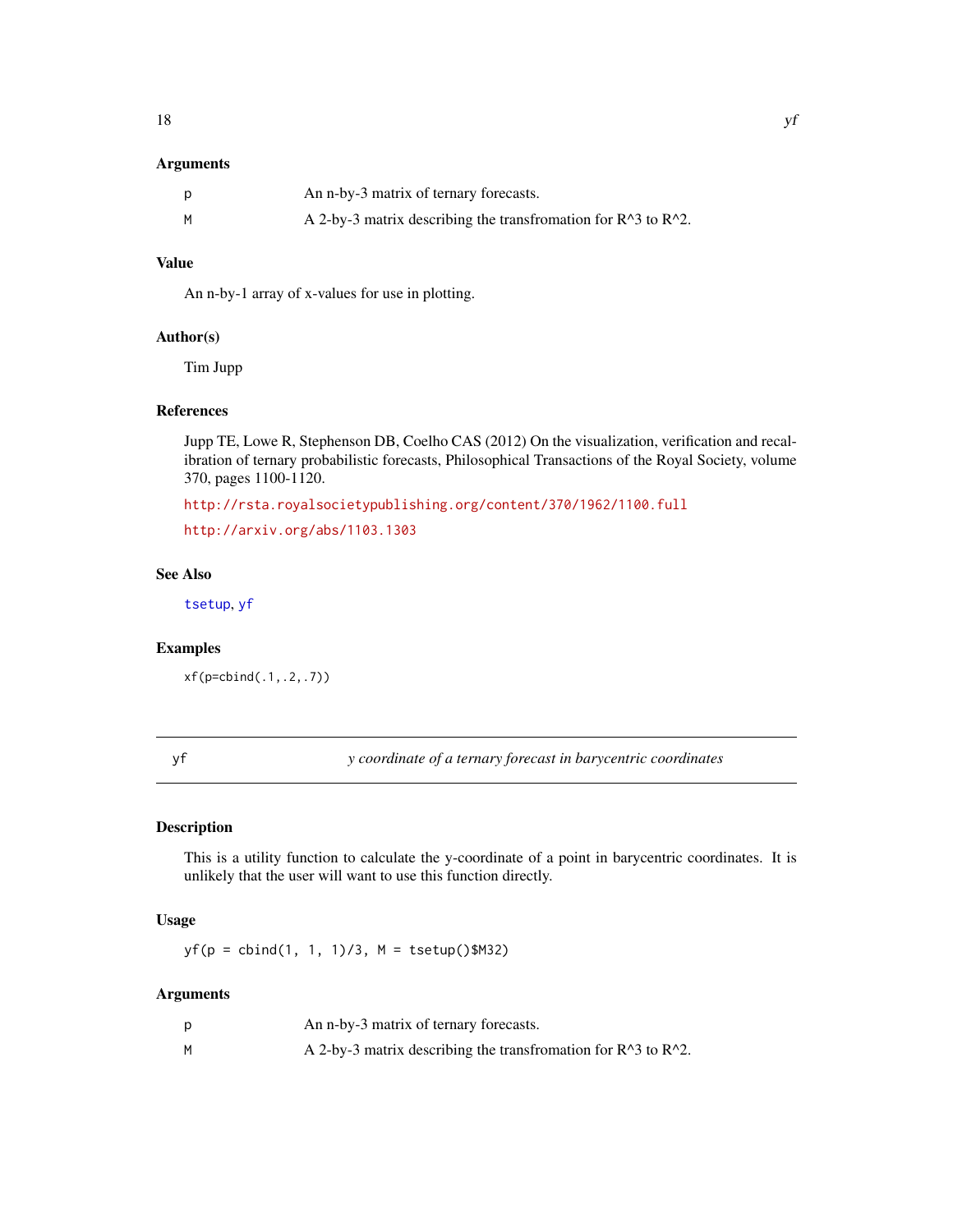### Arguments

| | |
|---|---|
| p | An n-by-3 matrix of ternary forecasts. |
| M | A 2-by-3 matrix describing the transfromation for R^3 to R^2. |

### Value

An n-by-1 array of x-values for use in plotting.

### Author(s)

Tim Jupp

### References

Jupp TE, Lowe R, Stephenson DB, Coelho CAS (2012) On the visualization, verification and recalibration of ternary probabilistic forecasts, Philosophical Transactions of the Royal Society, volume 370, pages 1100-1120.

http://rsta.royalsocietypublishing.org/content/370/1962/1100.full

http://arxiv.org/abs/1103.1303

### See Also

tsetup, yf

### Examples

```
xf(p=cbind(.1,.2,.7))
```

---

## yf — *y coordinate of a ternary forecast in barycentric coordinates*

---

### Description

This is a utility function to calculate the y-coordinate of a point in barycentric coordinates. It is unlikely that the user will want to use this function directly.

### Usage

```
yf(p = cbind(1, 1, 1)/3, M = tsetup()$M32)
```

### Arguments

| | |
|---|---|
| p | An n-by-3 matrix of ternary forecasts. |
| M | A 2-by-3 matrix describing the transfromation for R^3 to R^2. |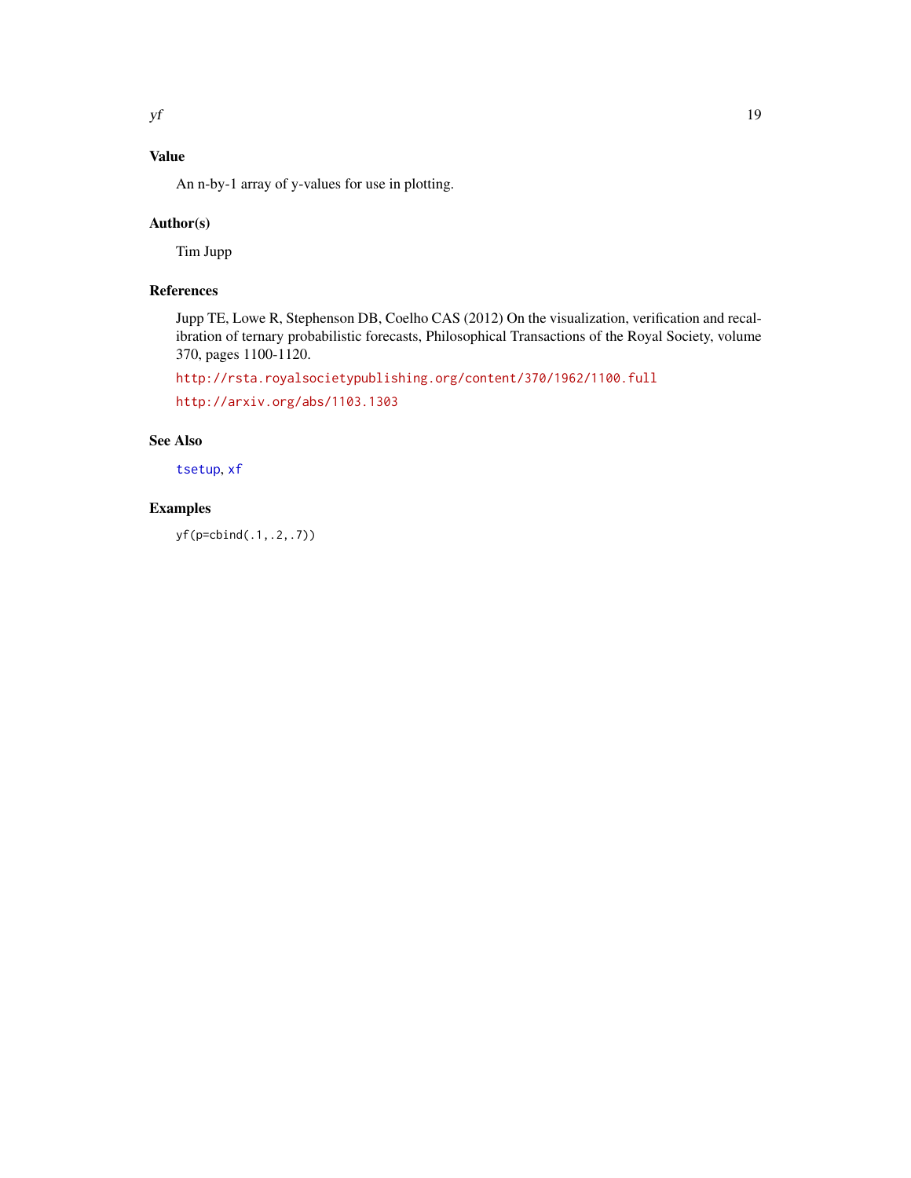## Value

An n-by-1 array of y-values for use in plotting.

## Author(s)

Tim Jupp

## References

Jupp TE, Lowe R, Stephenson DB, Coelho CAS (2012) On the visualization, verification and recalibration of ternary probabilistic forecasts, Philosophical Transactions of the Royal Society, volume 370, pages 1100-1120.

http://rsta.royalsocietypublishing.org/content/370/1962/1100.full

http://arxiv.org/abs/1103.1303

## See Also

tsetup, xf

## Examples

```
yf(p=cbind(.1,.2,.7))
```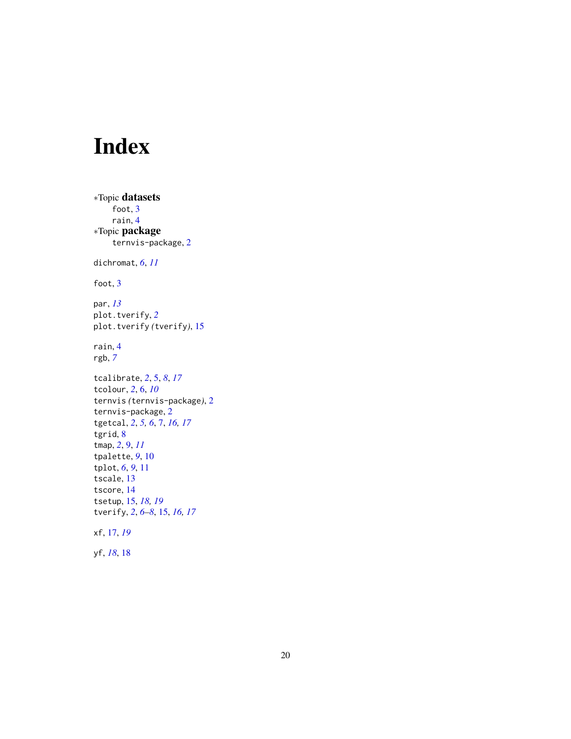# Index

∗Topic **datasets**

- foot, 3
- rain, 4

∗Topic **package**

- ternvis-package, 2

dichromat, *6*, *11*

foot, 3

par, *13*
plot.tverify, *2*
plot.tverify *(*tverify*)*, 15

rain, 4
rgb, *7*

tcalibrate, *2*, 5, *8*, *17*
tcolour, *2*, 6, *10*
ternvis *(*ternvis-package*)*, 2
ternvis-package, 2
tgetcal, *2*, *5, 6*, 7, *16, 17*
tgrid, 8
tmap, *2*, 9, *11*
tpalette, *9*, 10
tplot, *6*, *9*, 11
tscale, 13
tscore, 14
tsetup, 15, *18, 19*
tverify, *2*, *6–8*, 15, *16, 17*

xf, 17, *19*

yf, *18*, 18